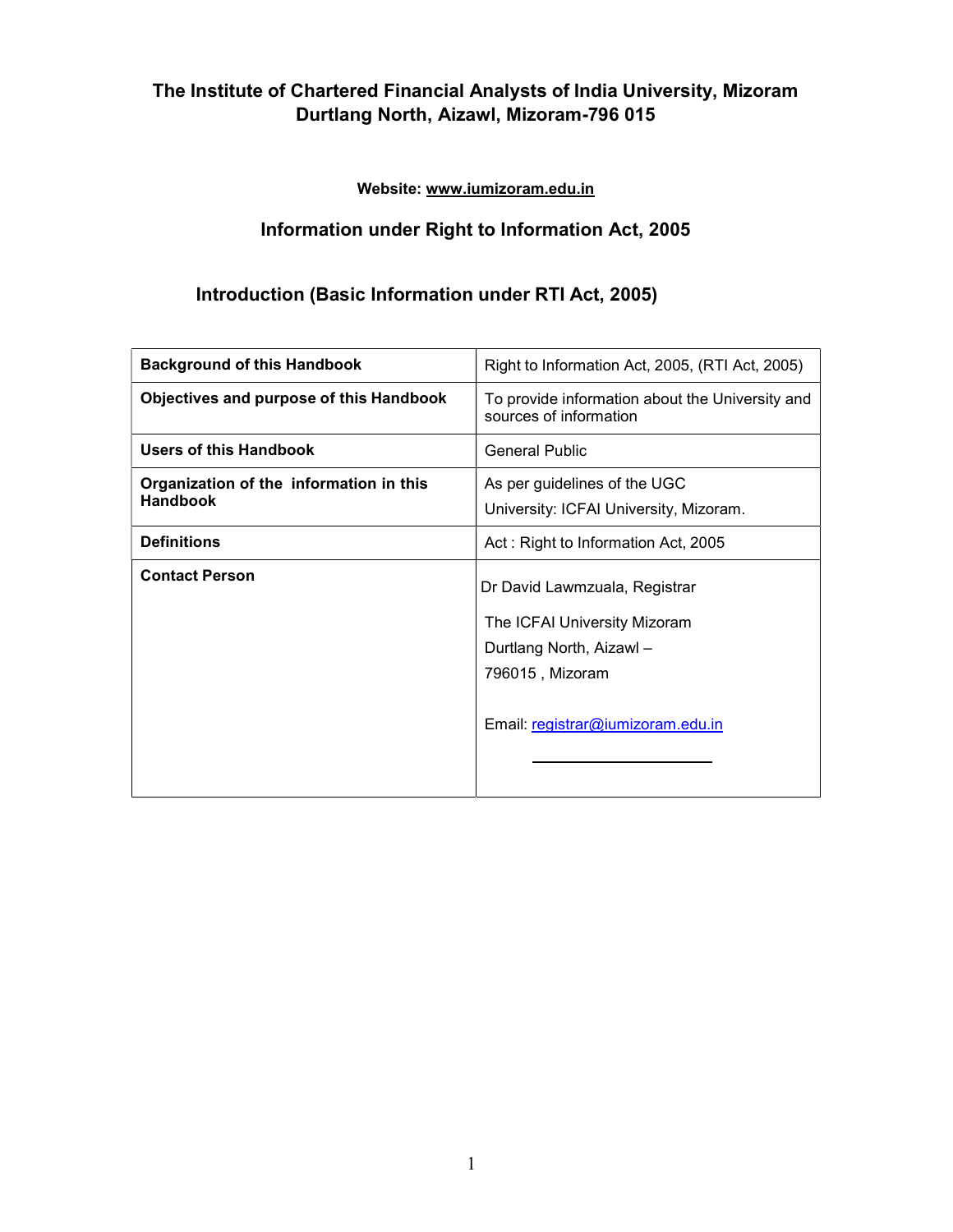# The Institute of Chartered Financial Analysts of India University, Mizoram
# Durtlang North, Aizawl, Mizoram-796 015

**Website: www.iumizoram.edu.in**

## Information under Right to Information Act, 2005

## Introduction (Basic Information under RTI Act, 2005)

| | |
|---|---|
| **Background of this Handbook** | Right to Information Act, 2005, (RTI Act, 2005) |
| **Objectives and purpose of this Handbook** | To provide information about the University and sources of information |
| **Users of this Handbook** | General Public |
| **Organization of the information in this Handbook** | As per guidelines of the UGC<br>University: ICFAI University, Mizoram. |
| **Definitions** | Act : Right to Information Act, 2005 |
| **Contact Person** | Dr David Lawmzuala, Registrar<br>The ICFAI University Mizoram<br>Durtlang North, Aizawl –<br>796015 , Mizoram<br><br>Email: registrar@iumizoram.edu.in |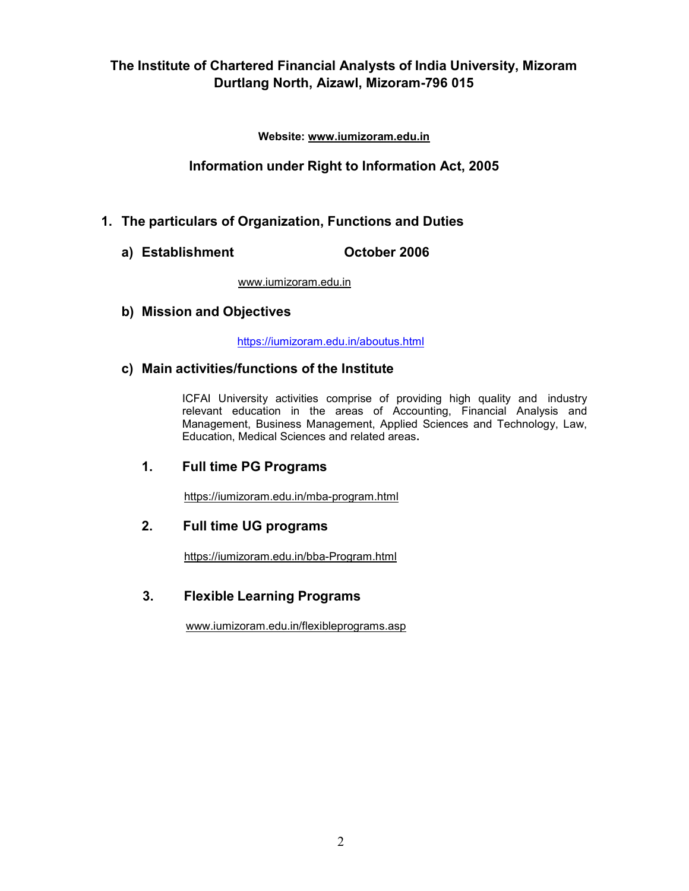**The Institute of Chartered Financial Analysts of India University, Mizoram**
**Durtlang North, Aizawl, Mizoram-796 015**

**Website: www.iumizoram.edu.in**

## Information under Right to Information Act, 2005

### 1. The particulars of Organization, Functions and Duties

#### a) Establishment — October 2006

www.iumizoram.edu.in

#### b) Mission and Objectives

https://iumizoram.edu.in/aboutus.html

#### c) Main activities/functions of the Institute

ICFAI University activities comprise of providing high quality and industry relevant education in the areas of Accounting, Financial Analysis and Management, Business Management, Applied Sciences and Technology, Law, Education, Medical Sciences and related areas.

1. **Full time PG Programs**

   https://iumizoram.edu.in/mba-program.html

2. **Full time UG programs**

   https://iumizoram.edu.in/bba-Program.html

3. **Flexible Learning Programs**

   www.iumizoram.edu.in/flexibleprograms.asp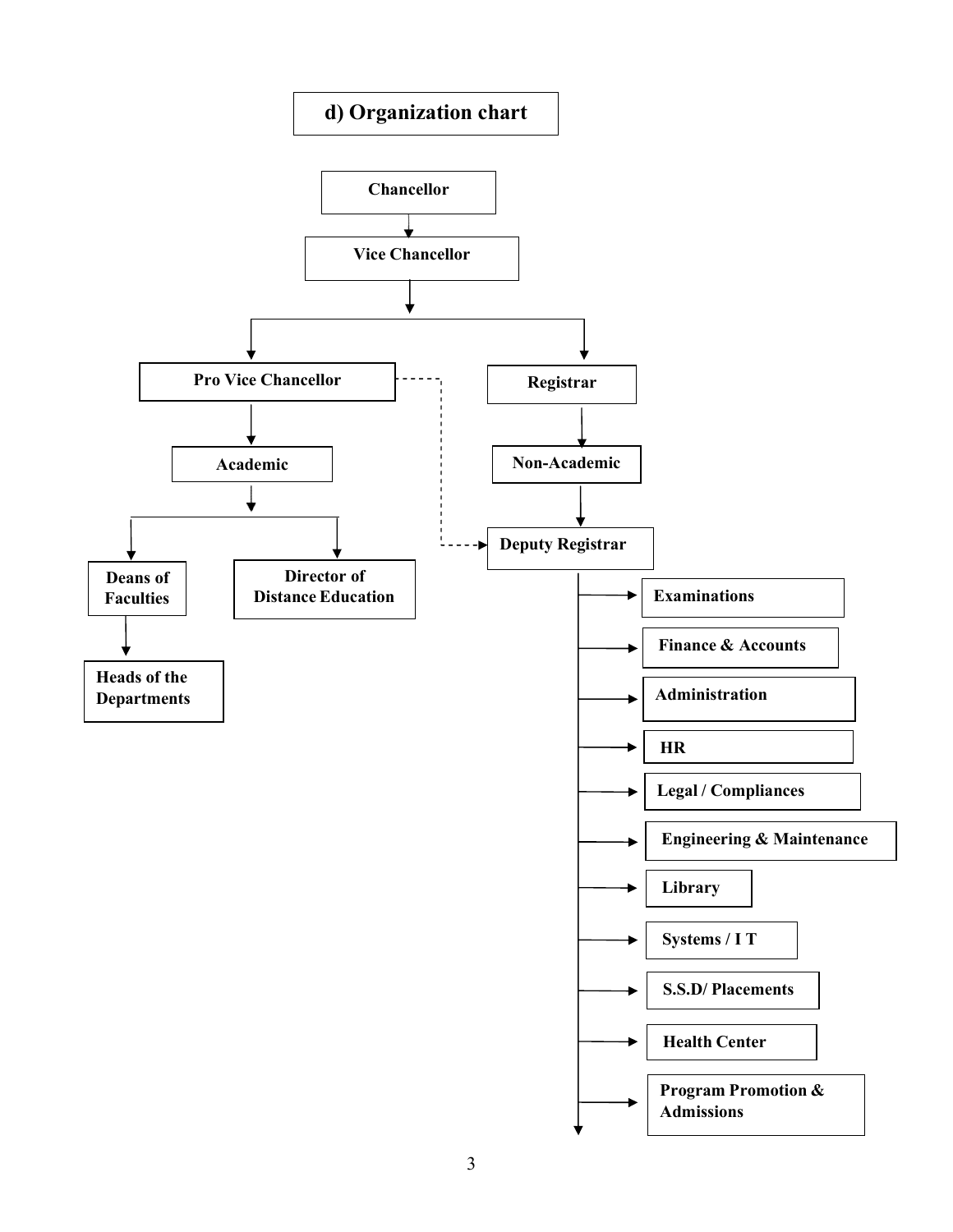## d) Organization chart

- **Chancellor**
  - **Vice Chancellor**
    - **Pro Vice Chancellor**
      - **Academic**
        - **Deans of Faculties**
          - **Heads of the Departments**
        - **Director of Distance Education**
    - **Registrar**
      - **Non-Academic**
        - **Deputy Registrar** (also dotted-line link from Pro Vice Chancellor)
          - **Examinations**
          - **Finance & Accounts**
          - **Administration**
          - **HR**
          - **Legal / Compliances**
          - **Engineering & Maintenance**
          - **Library**
          - **Systems / I T**
          - **S.S.D/ Placements**
          - **Health Center**
          - **Program Promotion & Admissions**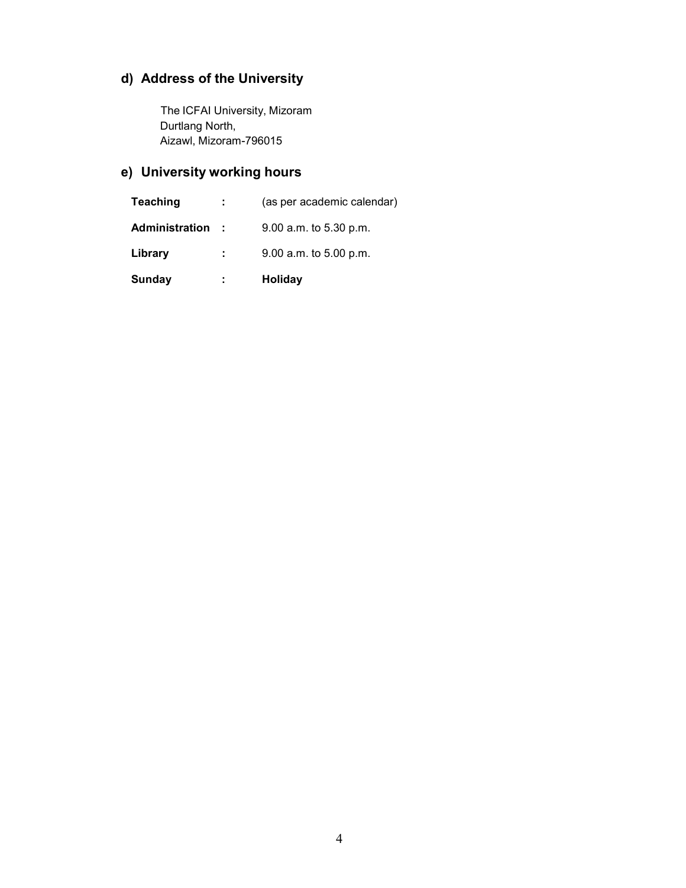## d) Address of the University

The ICFAI University, Mizoram
Durtlang North,
Aizawl, Mizoram-796015

## e) University working hours

| | | |
|---|---|---|
| **Teaching** | **:** | (as per academic calendar) |
| **Administration** | **:** | 9.00 a.m. to 5.30 p.m. |
| **Library** | **:** | 9.00 a.m. to 5.00 p.m. |
| **Sunday** | **:** | **Holiday** |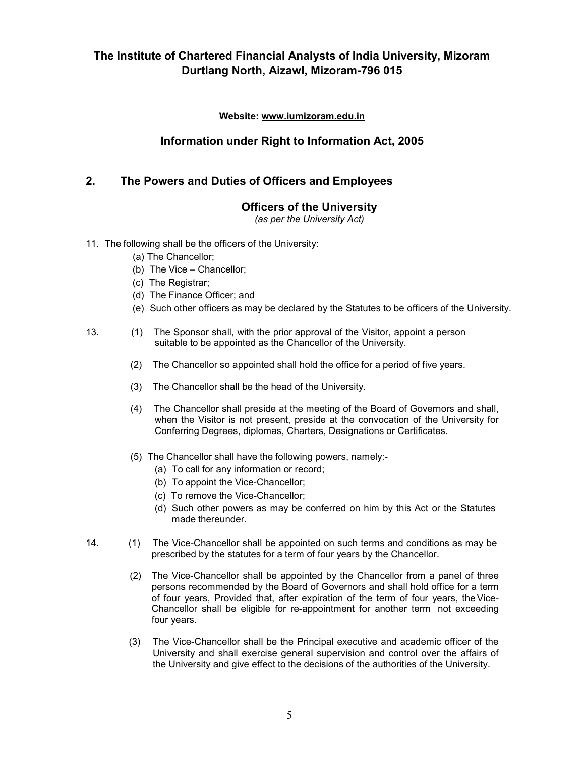# The Institute of Chartered Financial Analysts of India University, Mizoram
## Durtlang North, Aizawl, Mizoram-796 015

**Website: www.iumizoram.edu.in**

## Information under Right to Information Act, 2005

## 2. The Powers and Duties of Officers and Employees

### Officers of the University

*(as per the University Act)*

11. The following shall be the officers of the University:
    - (a) The Chancellor;
    - (b) The Vice – Chancellor;
    - (c) The Registrar;
    - (d) The Finance Officer; and
    - (e) Such other officers as may be declared by the Statutes to be officers of the University.

13. (1) The Sponsor shall, with the prior approval of the Visitor, appoint a person suitable to be appointed as the Chancellor of the University.

    (2) The Chancellor so appointed shall hold the office for a period of five years.

    (3) The Chancellor shall be the head of the University.

    (4) The Chancellor shall preside at the meeting of the Board of Governors and shall, when the Visitor is not present, preside at the convocation of the University for Conferring Degrees, diplomas, Charters, Designations or Certificates.

    (5) The Chancellor shall have the following powers, namely:-
    - (a) To call for any information or record;
    - (b) To appoint the Vice-Chancellor;
    - (c) To remove the Vice-Chancellor;
    - (d) Such other powers as may be conferred on him by this Act or the Statutes made thereunder.

14. (1) The Vice-Chancellor shall be appointed on such terms and conditions as may be prescribed by the statutes for a term of four years by the Chancellor.

    (2) The Vice-Chancellor shall be appointed by the Chancellor from a panel of three persons recommended by the Board of Governors and shall hold office for a term of four years, Provided that, after expiration of the term of four years, the Vice-Chancellor shall be eligible for re-appointment for another term not exceeding four years.

    (3) The Vice-Chancellor shall be the Principal executive and academic officer of the University and shall exercise general supervision and control over the affairs of the University and give effect to the decisions of the authorities of the University.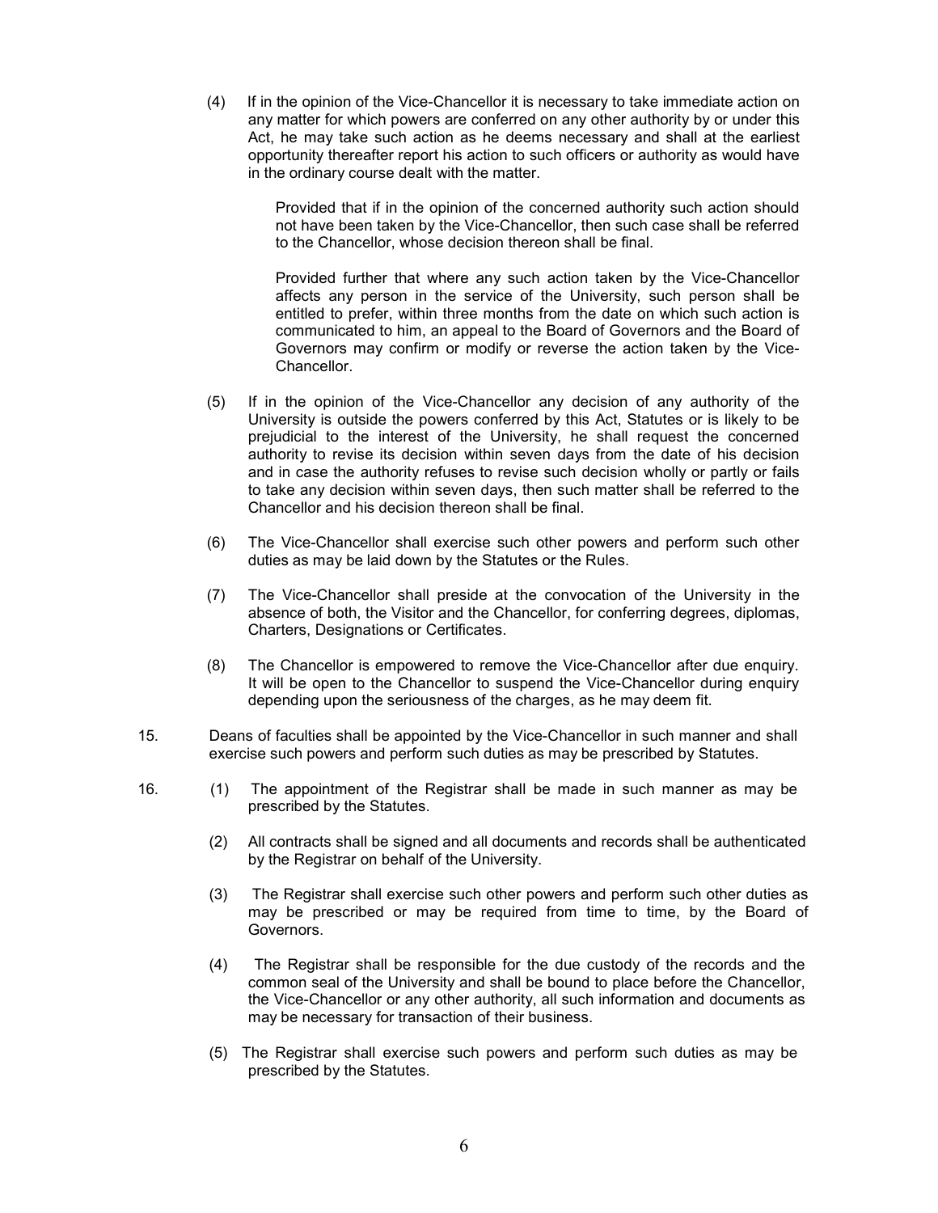(4) If in the opinion of the Vice-Chancellor it is necessary to take immediate action on any matter for which powers are conferred on any other authority by or under this Act, he may take such action as he deems necessary and shall at the earliest opportunity thereafter report his action to such officers or authority as would have in the ordinary course dealt with the matter.

Provided that if in the opinion of the concerned authority such action should not have been taken by the Vice-Chancellor, then such case shall be referred to the Chancellor, whose decision thereon shall be final.

Provided further that where any such action taken by the Vice-Chancellor affects any person in the service of the University, such person shall be entitled to prefer, within three months from the date on which such action is communicated to him, an appeal to the Board of Governors and the Board of Governors may confirm or modify or reverse the action taken by the Vice-Chancellor.

(5) If in the opinion of the Vice-Chancellor any decision of any authority of the University is outside the powers conferred by this Act, Statutes or is likely to be prejudicial to the interest of the University, he shall request the concerned authority to revise its decision within seven days from the date of his decision and in case the authority refuses to revise such decision wholly or partly or fails to take any decision within seven days, then such matter shall be referred to the Chancellor and his decision thereon shall be final.

(6) The Vice-Chancellor shall exercise such other powers and perform such other duties as may be laid down by the Statutes or the Rules.

(7) The Vice-Chancellor shall preside at the convocation of the University in the absence of both, the Visitor and the Chancellor, for conferring degrees, diplomas, Charters, Designations or Certificates.

(8) The Chancellor is empowered to remove the Vice-Chancellor after due enquiry. It will be open to the Chancellor to suspend the Vice-Chancellor during enquiry depending upon the seriousness of the charges, as he may deem fit.

15. Deans of faculties shall be appointed by the Vice-Chancellor in such manner and shall exercise such powers and perform such duties as may be prescribed by Statutes.

16. (1) The appointment of the Registrar shall be made in such manner as may be prescribed by the Statutes.

(2) All contracts shall be signed and all documents and records shall be authenticated by the Registrar on behalf of the University.

(3) The Registrar shall exercise such other powers and perform such other duties as may be prescribed or may be required from time to time, by the Board of Governors.

(4) The Registrar shall be responsible for the due custody of the records and the common seal of the University and shall be bound to place before the Chancellor, the Vice-Chancellor or any other authority, all such information and documents as may be necessary for transaction of their business.

(5) The Registrar shall exercise such powers and perform such duties as may be prescribed by the Statutes.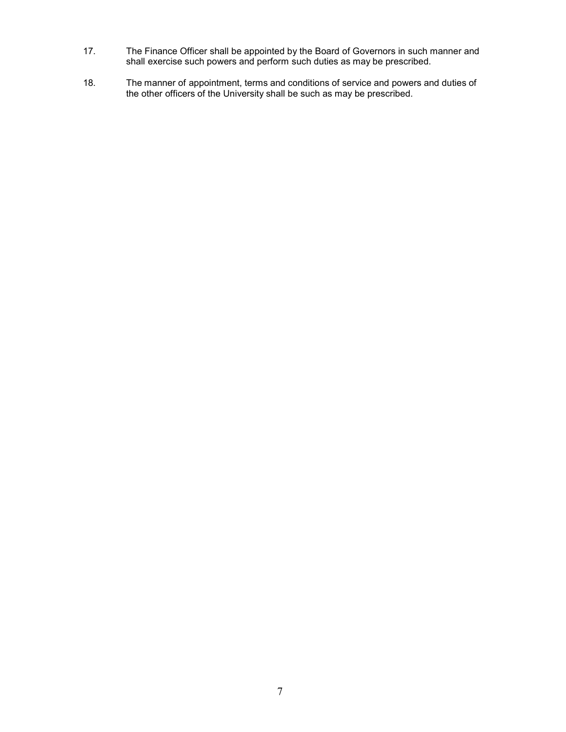17. The Finance Officer shall be appointed by the Board of Governors in such manner and shall exercise such powers and perform such duties as may be prescribed.

18. The manner of appointment, terms and conditions of service and powers and duties of the other officers of the University shall be such as may be prescribed.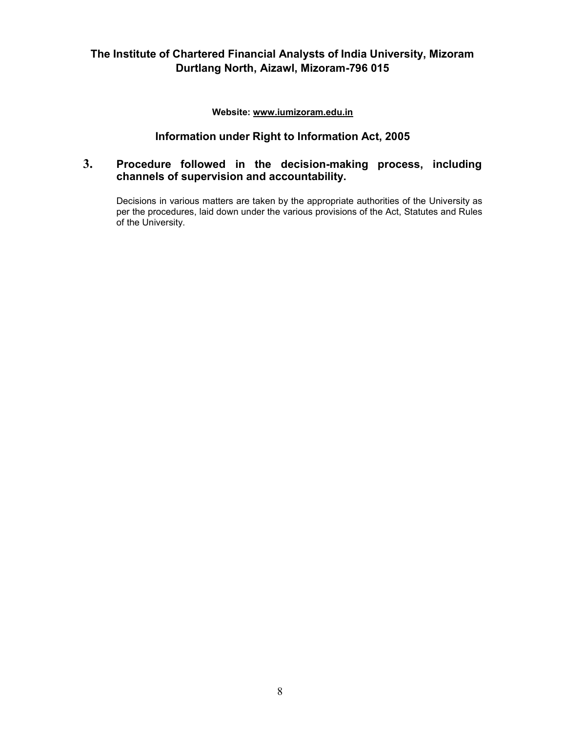**The Institute of Chartered Financial Analysts of India University, Mizoram**
**Durtlang North, Aizawl, Mizoram-796 015**

**Website: www.iumizoram.edu.in**

## Information under Right to Information Act, 2005

### 3. Procedure followed in the decision-making process, including channels of supervision and accountability.

Decisions in various matters are taken by the appropriate authorities of the University as per the procedures, laid down under the various provisions of the Act, Statutes and Rules of the University.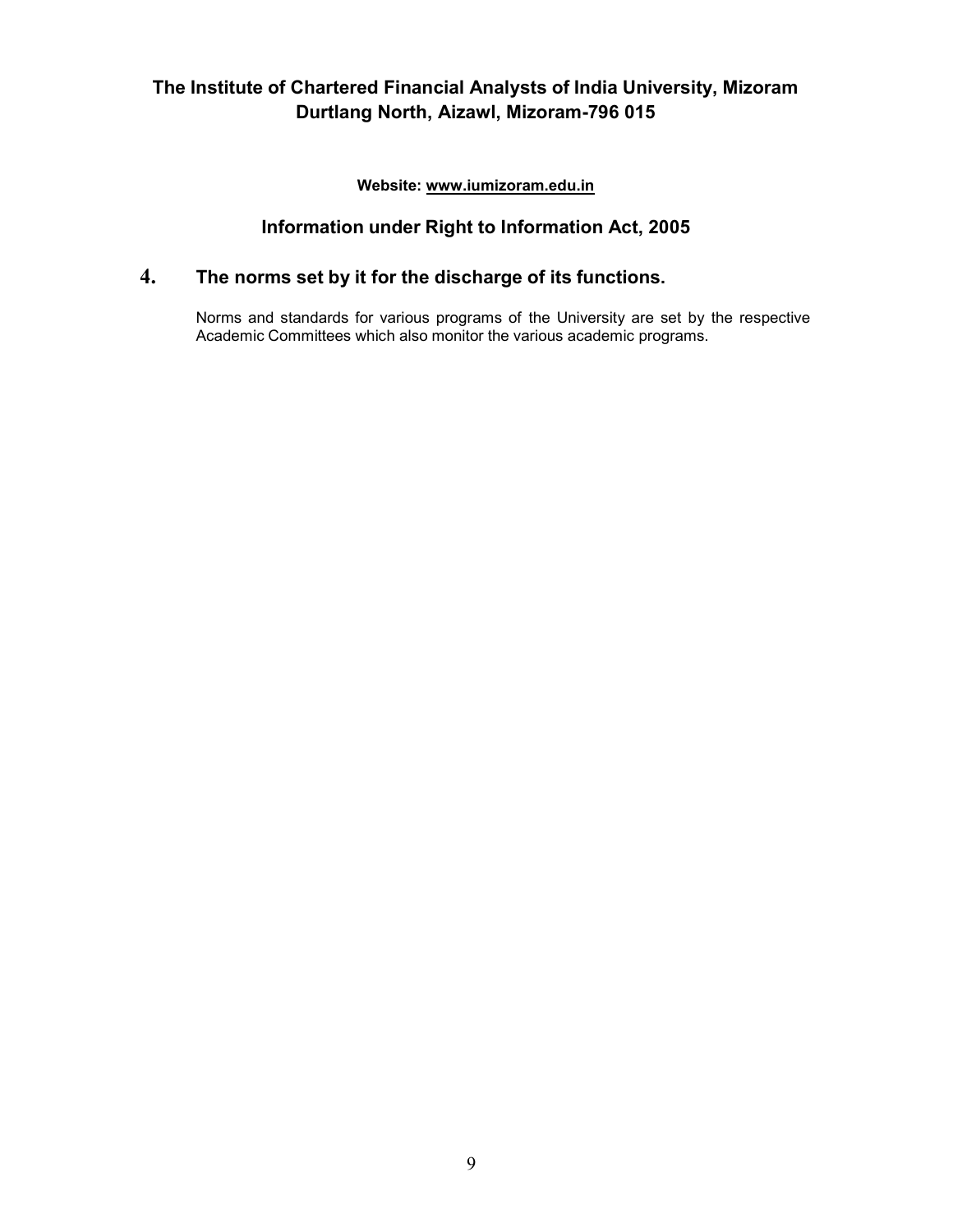**The Institute of Chartered Financial Analysts of India University, Mizoram**
**Durtlang North, Aizawl, Mizoram-796 015**

**Website: www.iumizoram.edu.in**

## Information under Right to Information Act, 2005

### 4. The norms set by it for the discharge of its functions.

Norms and standards for various programs of the University are set by the respective Academic Committees which also monitor the various academic programs.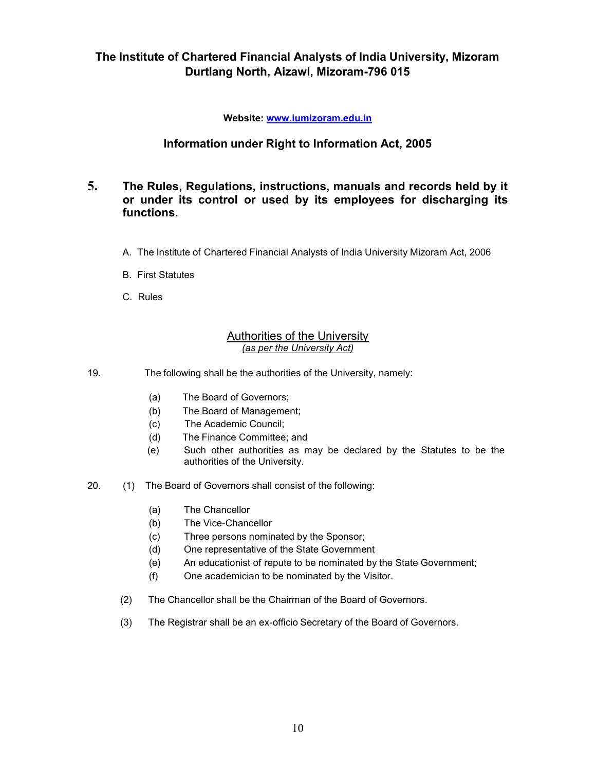**The Institute of Chartered Financial Analysts of India University, Mizoram**
**Durtlang North, Aizawl, Mizoram-796 015**

**Website: [www.iumizoram.edu.in](www.iumizoram.edu.in)**

## Information under Right to Information Act, 2005

### 5. The Rules, Regulations, instructions, manuals and records held by it or under its control or used by its employees for discharging its functions.

A. The Institute of Chartered Financial Analysts of India University Mizoram Act, 2006

B. First Statutes

C. Rules

<u>Authorities of the University</u>
*<u>(as per the University Act)</u>*

19. The following shall be the authorities of the University, namely:

    (a) The Board of Governors;
    (b) The Board of Management;
    (c) The Academic Council;
    (d) The Finance Committee; and
    (e) Such other authorities as may be declared by the Statutes to be the authorities of the University.

20. (1) The Board of Governors shall consist of the following:

    (a) The Chancellor
    (b) The Vice-Chancellor
    (c) Three persons nominated by the Sponsor;
    (d) One representative of the State Government
    (e) An educationist of repute to be nominated by the State Government;
    (f) One academician to be nominated by the Visitor.

    (2) The Chancellor shall be the Chairman of the Board of Governors.

    (3) The Registrar shall be an ex-officio Secretary of the Board of Governors.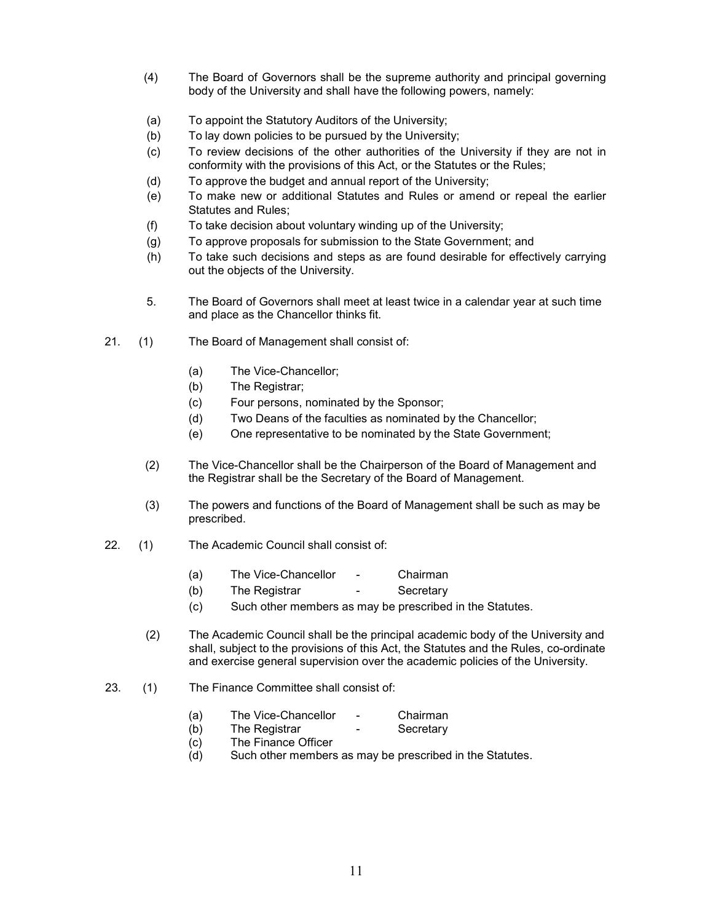(4) The Board of Governors shall be the supreme authority and principal governing body of the University and shall have the following powers, namely:

(a) To appoint the Statutory Auditors of the University;
(b) To lay down policies to be pursued by the University;
(c) To review decisions of the other authorities of the University if they are not in conformity with the provisions of this Act, or the Statutes or the Rules;
(d) To approve the budget and annual report of the University;
(e) To make new or additional Statutes and Rules or amend or repeal the earlier Statutes and Rules;
(f) To take decision about voluntary winding up of the University;
(g) To approve proposals for submission to the State Government; and
(h) To take such decisions and steps as are found desirable for effectively carrying out the objects of the University.

5. The Board of Governors shall meet at least twice in a calendar year at such time and place as the Chancellor thinks fit.

21. (1) The Board of Management shall consist of:

(a) The Vice-Chancellor;
(b) The Registrar;
(c) Four persons, nominated by the Sponsor;
(d) Two Deans of the faculties as nominated by the Chancellor;
(e) One representative to be nominated by the State Government;

(2) The Vice-Chancellor shall be the Chairperson of the Board of Management and the Registrar shall be the Secretary of the Board of Management.

(3) The powers and functions of the Board of Management shall be such as may be prescribed.

22. (1) The Academic Council shall consist of:

(a) The Vice-Chancellor - Chairman
(b) The Registrar - Secretary
(c) Such other members as may be prescribed in the Statutes.

(2) The Academic Council shall be the principal academic body of the University and shall, subject to the provisions of this Act, the Statutes and the Rules, co-ordinate and exercise general supervision over the academic policies of the University.

23. (1) The Finance Committee shall consist of:

(a) The Vice-Chancellor - Chairman
(b) The Registrar - Secretary
(c) The Finance Officer
(d) Such other members as may be prescribed in the Statutes.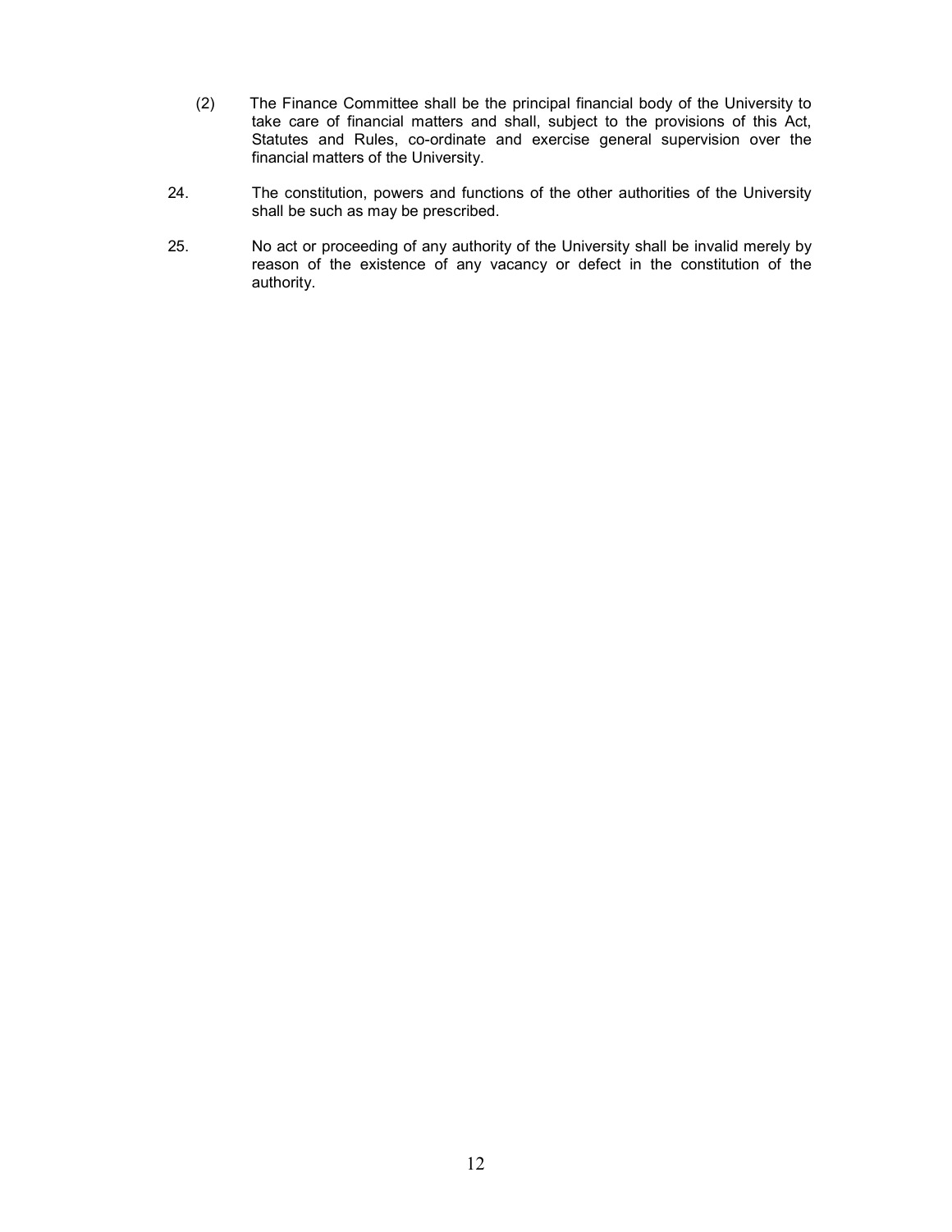(2) The Finance Committee shall be the principal financial body of the University to take care of financial matters and shall, subject to the provisions of this Act, Statutes and Rules, co-ordinate and exercise general supervision over the financial matters of the University.

24. The constitution, powers and functions of the other authorities of the University shall be such as may be prescribed.

25. No act or proceeding of any authority of the University shall be invalid merely by reason of the existence of any vacancy or defect in the constitution of the authority.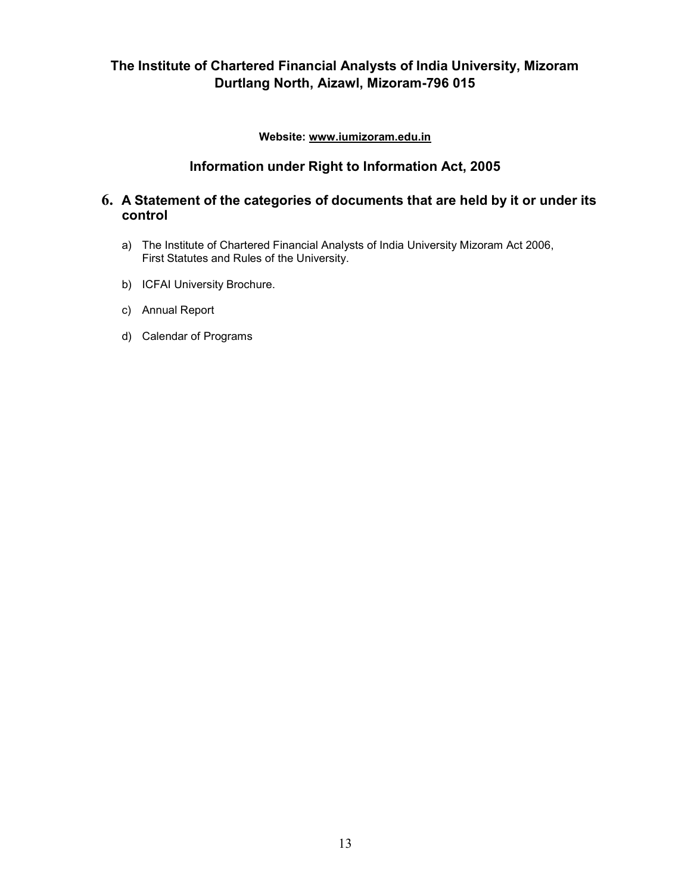## The Institute of Chartered Financial Analysts of India University, Mizoram
## Durtlang North, Aizawl, Mizoram-796 015

**Website: www.iumizoram.edu.in**

## Information under Right to Information Act, 2005

### 6. A Statement of the categories of documents that are held by it or under its control

a) The Institute of Chartered Financial Analysts of India University Mizoram Act 2006, First Statutes and Rules of the University.

b) ICFAI University Brochure.

c) Annual Report

d) Calendar of Programs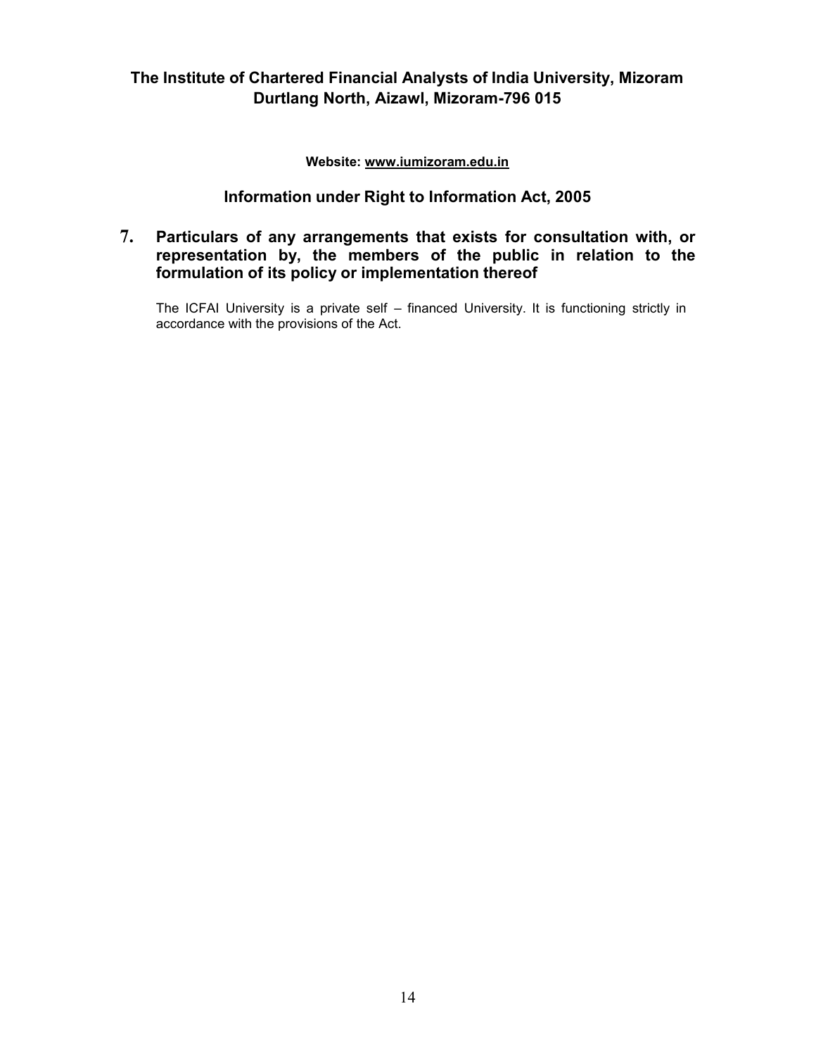**The Institute of Chartered Financial Analysts of India University, Mizoram**
**Durtlang North, Aizawl, Mizoram-796 015**

**Website: www.iumizoram.edu.in**

## Information under Right to Information Act, 2005

### 7. Particulars of any arrangements that exists for consultation with, or representation by, the members of the public in relation to the formulation of its policy or implementation thereof

The ICFAI University is a private self – financed University. It is functioning strictly in accordance with the provisions of the Act.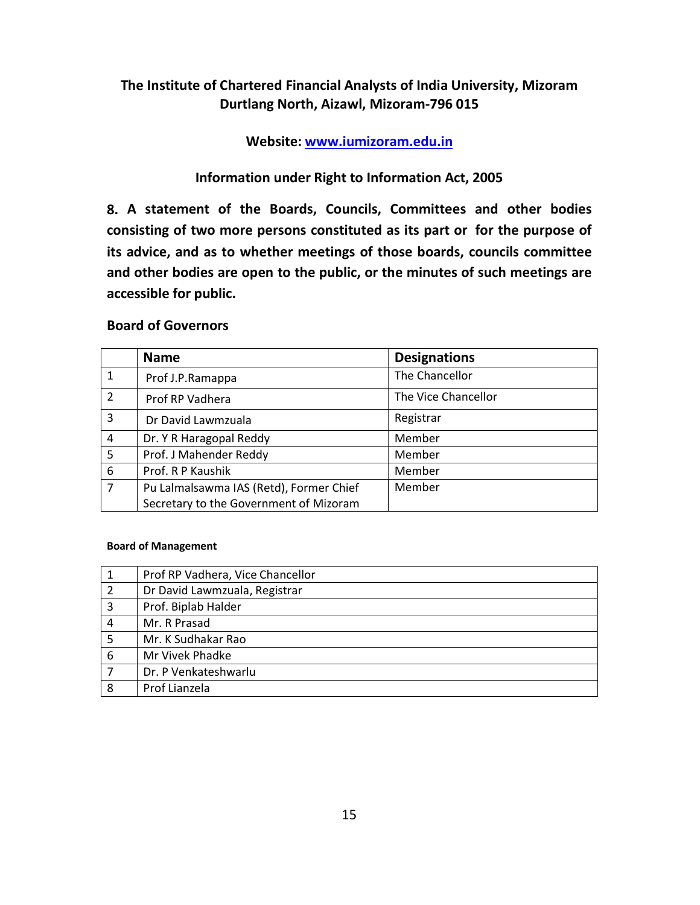**The Institute of Chartered Financial Analysts of India University, Mizoram**
**Durtlang North, Aizawl, Mizoram-796 015**

**Website: www.iumizoram.edu.in**

**Information under Right to Information Act, 2005**

**8. A statement of the Boards, Councils, Committees and other bodies consisting of two more persons constituted as its part or for the purpose of its advice, and as to whether meetings of those boards, councils committee and other bodies are open to the public, or the minutes of such meetings are accessible for public.**

**Board of Governors**

| | Name | Designations |
|---|---|---|
| 1 | Prof J.P.Ramappa | The Chancellor |
| 2 | Prof RP Vadhera | The Vice Chancellor |
| 3 | Dr David Lawmzuala | Registrar |
| 4 | Dr. Y R Haragopal Reddy | Member |
| 5 | Prof. J Mahender Reddy | Member |
| 6 | Prof. R P Kaushik | Member |
| 7 | Pu Lalmalsawma IAS (Retd), Former Chief Secretary to the Government of Mizoram | Member |

**Board of Management**

| | |
|---|---|
| 1 | Prof RP Vadhera, Vice Chancellor |
| 2 | Dr David Lawmzuala, Registrar |
| 3 | Prof. Biplab Halder |
| 4 | Mr. R Prasad |
| 5 | Mr. K Sudhakar Rao |
| 6 | Mr Vivek Phadke |
| 7 | Dr. P Venkateshwarlu |
| 8 | Prof Lianzela |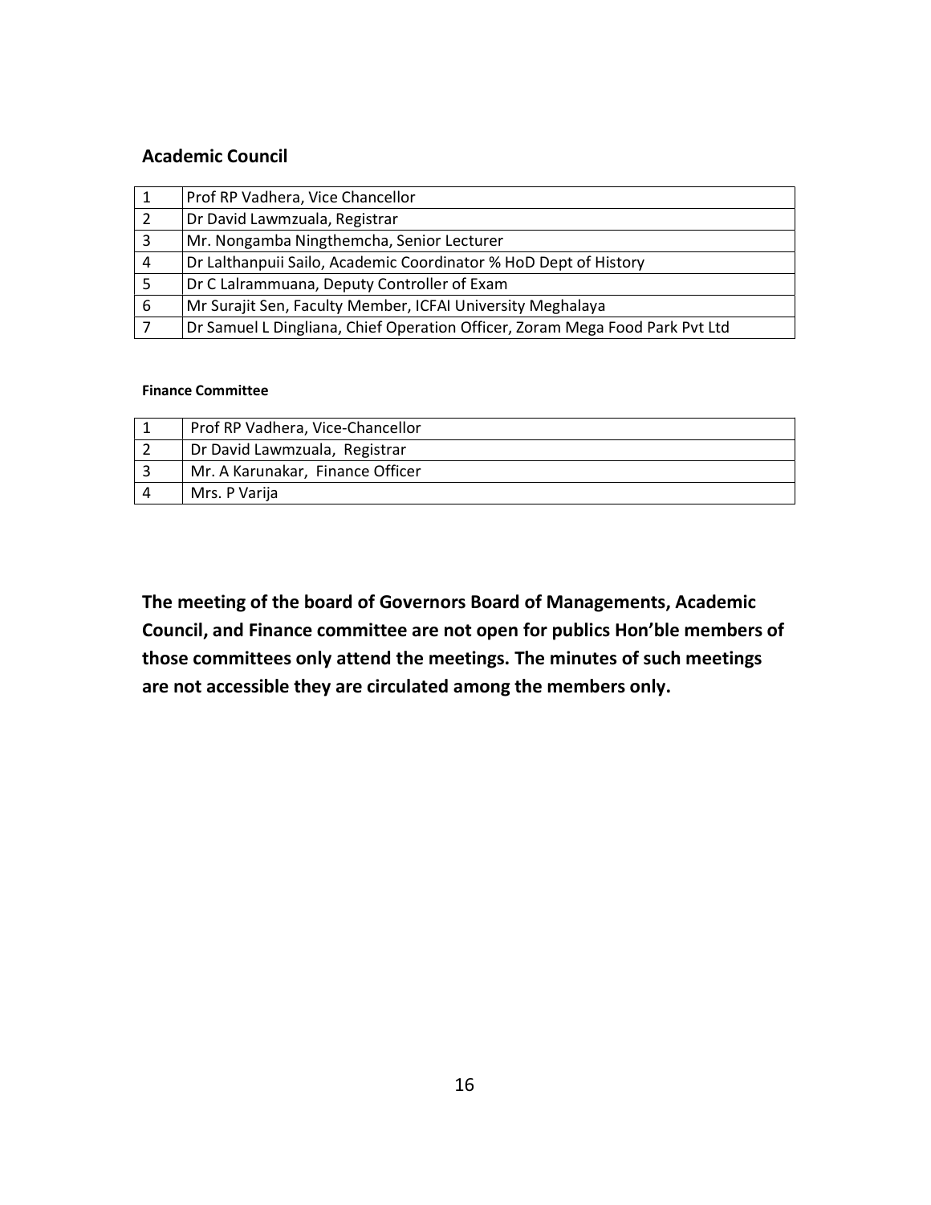### Academic Council

| | |
|---|---|
| 1 | Prof RP Vadhera, Vice Chancellor |
| 2 | Dr David Lawmzuala, Registrar |
| 3 | Mr. Nongamba Ningthemcha, Senior Lecturer |
| 4 | Dr Lalthanpuii Sailo, Academic Coordinator % HoD Dept of History |
| 5 | Dr C Lalrammuana, Deputy Controller of Exam |
| 6 | Mr Surajit Sen, Faculty Member, ICFAI University Meghalaya |
| 7 | Dr Samuel L Dingliana, Chief Operation Officer, Zoram Mega Food Park Pvt Ltd |

#### Finance Committee

| | |
|---|---|
| 1 | Prof RP Vadhera, Vice-Chancellor |
| 2 | Dr David Lawmzuala, Registrar |
| 3 | Mr. A Karunakar, Finance Officer |
| 4 | Mrs. P Varija |

**The meeting of the board of Governors Board of Managements, Academic Council, and Finance committee are not open for publics Hon'ble members of those committees only attend the meetings. The minutes of such meetings are not accessible they are circulated among the members only.**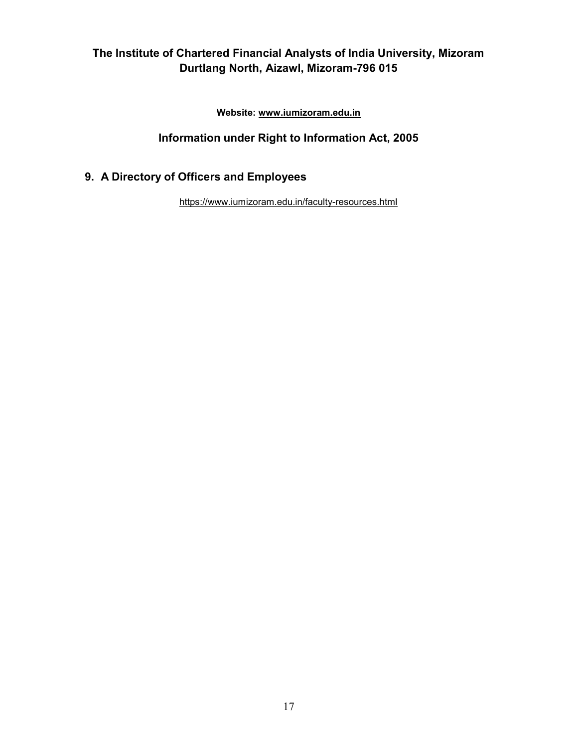**The Institute of Chartered Financial Analysts of India University, Mizoram**
**Durtlang North, Aizawl, Mizoram-796 015**

**Website: www.iumizoram.edu.in**

## Information under Right to Information Act, 2005

### 9. A Directory of Officers and Employees

https://www.iumizoram.edu.in/faculty-resources.html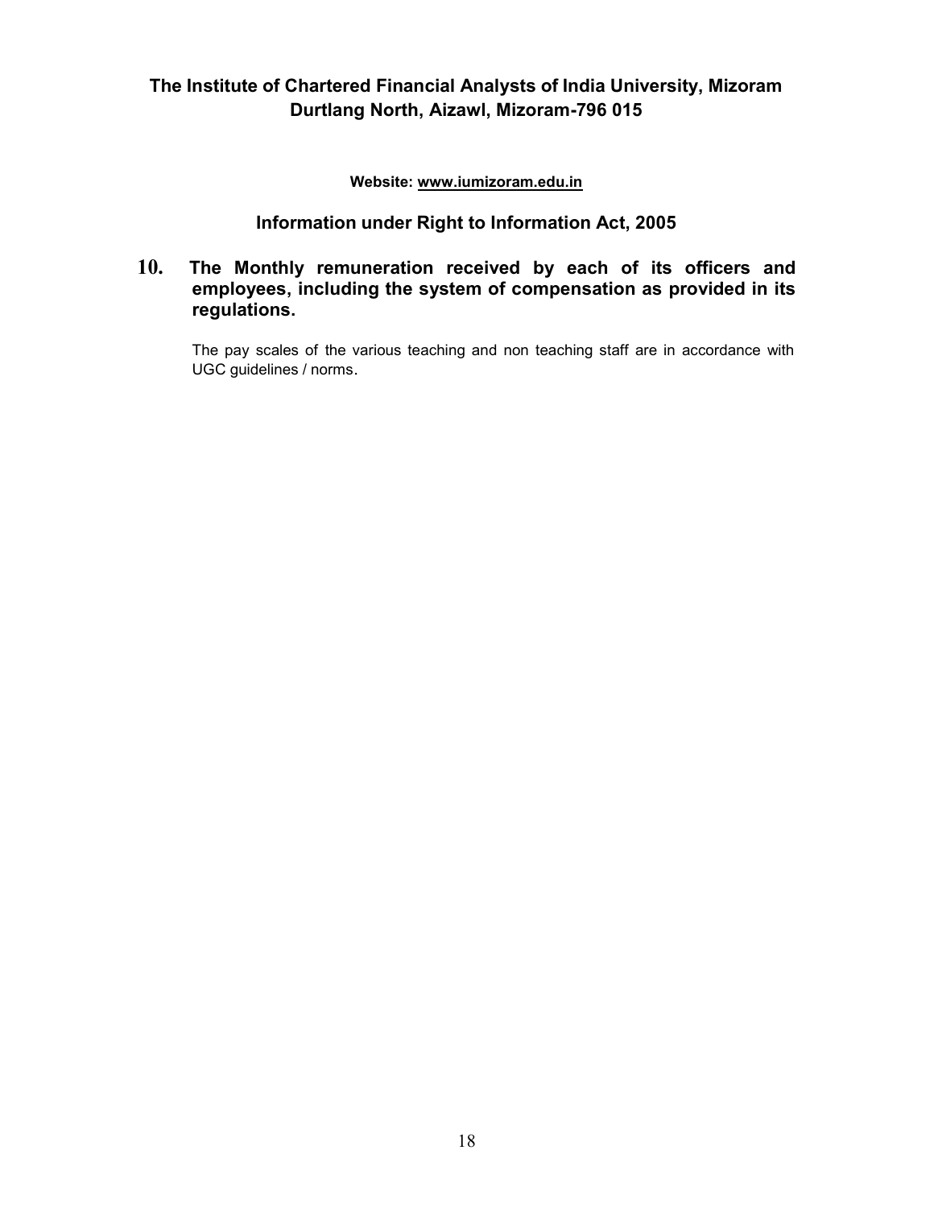**The Institute of Chartered Financial Analysts of India University, Mizoram**
**Durtlang North, Aizawl, Mizoram-796 015**

**Website: www.iumizoram.edu.in**

## Information under Right to Information Act, 2005

### 10. The Monthly remuneration received by each of its officers and employees, including the system of compensation as provided in its regulations.

The pay scales of the various teaching and non teaching staff are in accordance with UGC guidelines / norms.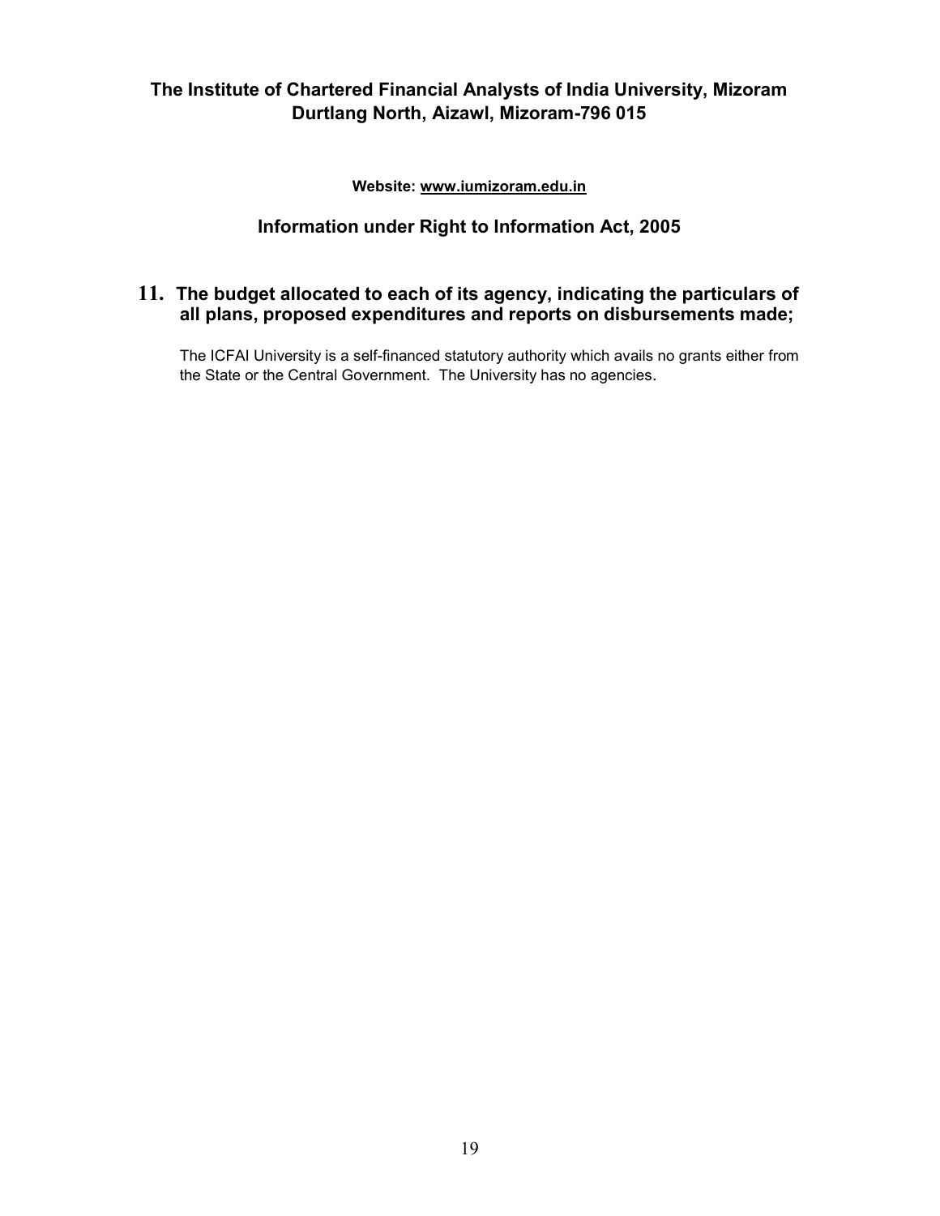**The Institute of Chartered Financial Analysts of India University, Mizoram**
**Durtlang North, Aizawl, Mizoram-796 015**

**Website: www.iumizoram.edu.in**

## Information under Right to Information Act, 2005

### 11. The budget allocated to each of its agency, indicating the particulars of all plans, proposed expenditures and reports on disbursements made;

The ICFAI University is a self-financed statutory authority which avails no grants either from the State or the Central Government. The University has no agencies.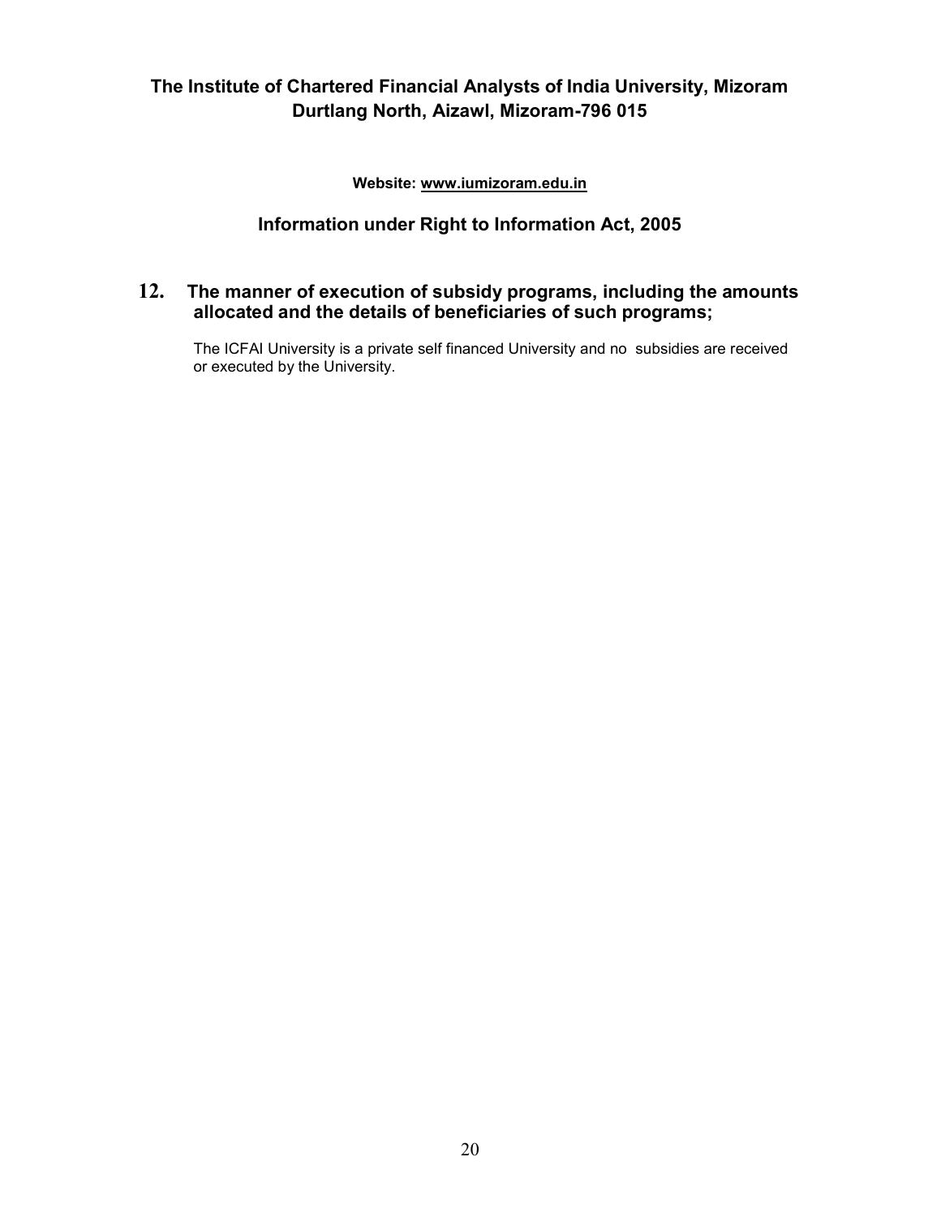**The Institute of Chartered Financial Analysts of India University, Mizoram**
**Durtlang North, Aizawl, Mizoram-796 015**

**Website: www.iumizoram.edu.in**

## Information under Right to Information Act, 2005

### 12. The manner of execution of subsidy programs, including the amounts allocated and the details of beneficiaries of such programs;

The ICFAI University is a private self financed University and no subsidies are received or executed by the University.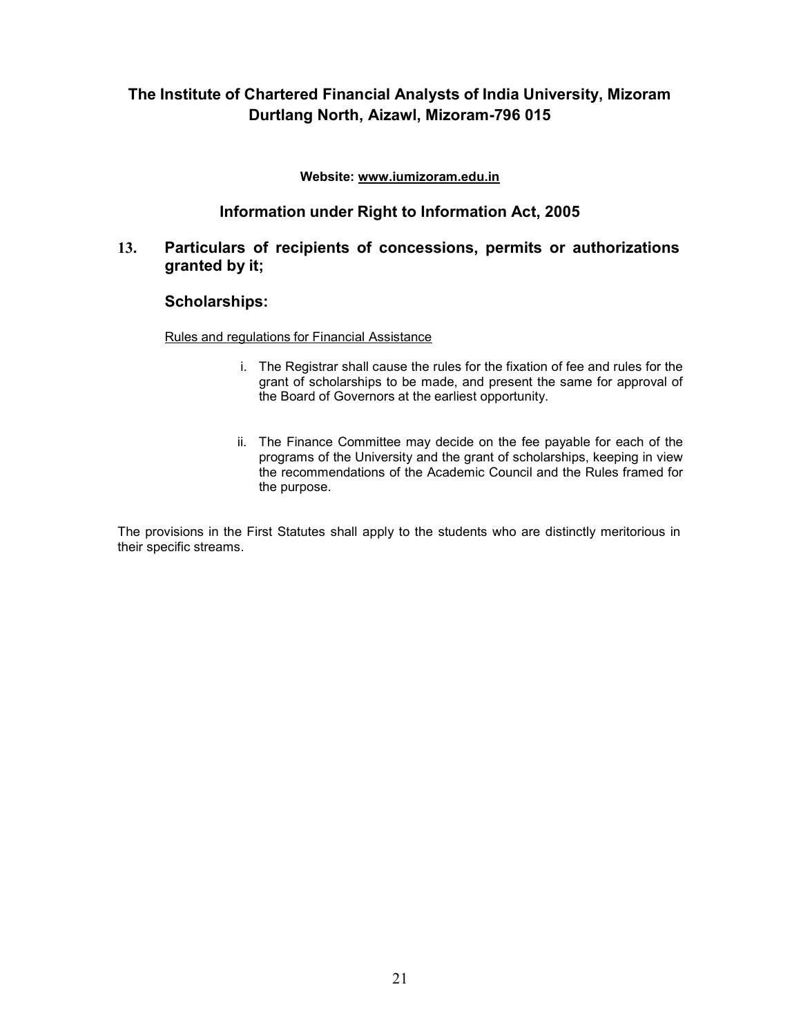## The Institute of Chartered Financial Analysts of India University, Mizoram
## Durtlang North, Aizawl, Mizoram-796 015

**Website: www.iumizoram.edu.in**

### Information under Right to Information Act, 2005

### 13. Particulars of recipients of concessions, permits or authorizations granted by it;

### Scholarships:

Rules and regulations for Financial Assistance

i. The Registrar shall cause the rules for the fixation of fee and rules for the grant of scholarships to be made, and present the same for approval of the Board of Governors at the earliest opportunity.

ii. The Finance Committee may decide on the fee payable for each of the programs of the University and the grant of scholarships, keeping in view the recommendations of the Academic Council and the Rules framed for the purpose.

The provisions in the First Statutes shall apply to the students who are distinctly meritorious in their specific streams.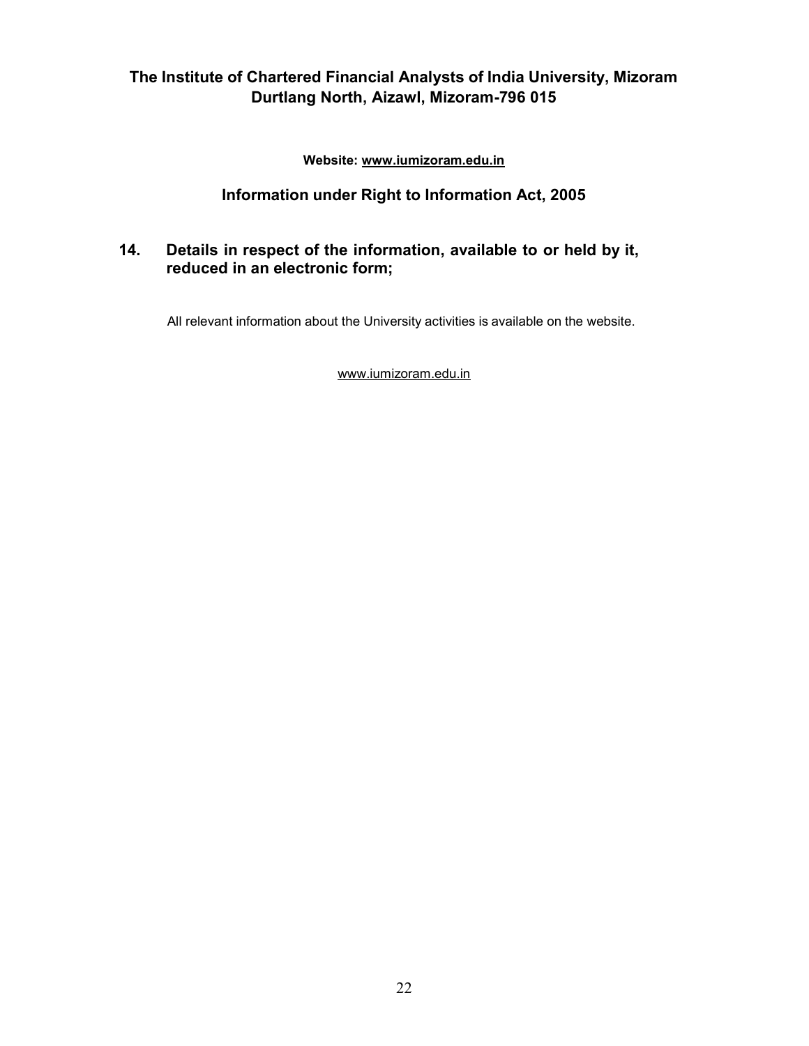**The Institute of Chartered Financial Analysts of India University, Mizoram**
**Durtlang North, Aizawl, Mizoram-796 015**

**Website: www.iumizoram.edu.in**

## Information under Right to Information Act, 2005

### 14. Details in respect of the information, available to or held by it, reduced in an electronic form;

All relevant information about the University activities is available on the website.

www.iumizoram.edu.in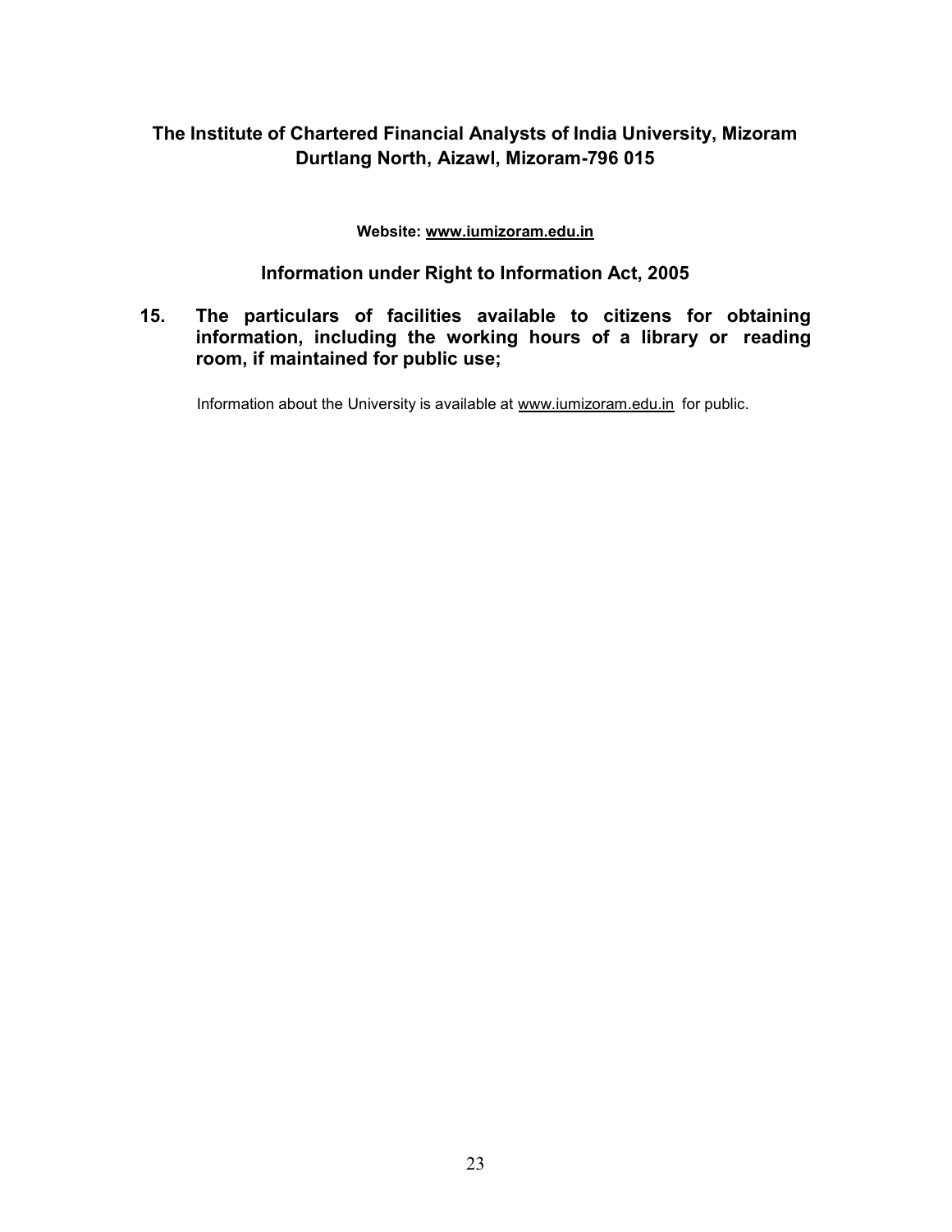## The Institute of Chartered Financial Analysts of India University, Mizoram
## Durtlang North, Aizawl, Mizoram-796 015

**Website: www.iumizoram.edu.in**

### Information under Right to Information Act, 2005

**15. The particulars of facilities available to citizens for obtaining information, including the working hours of a library or reading room, if maintained for public use;**

Information about the University is available at www.iumizoram.edu.in for public.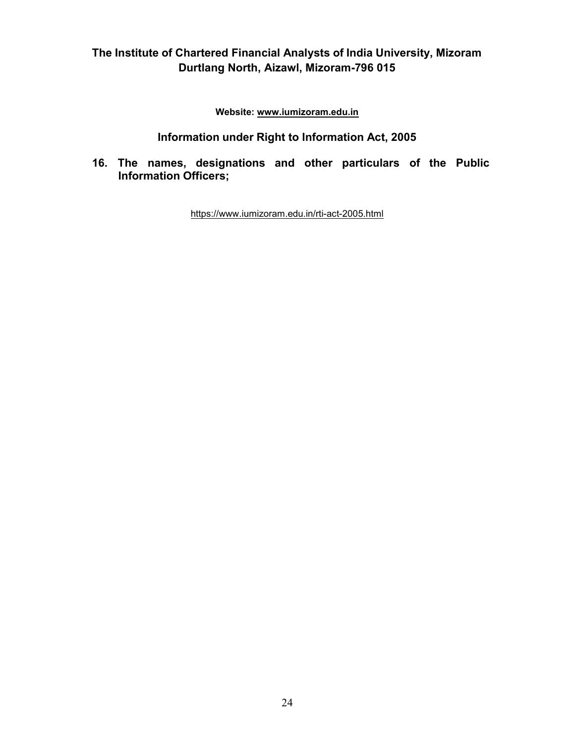**The Institute of Chartered Financial Analysts of India University, Mizoram**
**Durtlang North, Aizawl, Mizoram-796 015**

**Website: www.iumizoram.edu.in**

## Information under Right to Information Act, 2005

**16. The names, designations and other particulars of the Public Information Officers;**

https://www.iumizoram.edu.in/rti-act-2005.html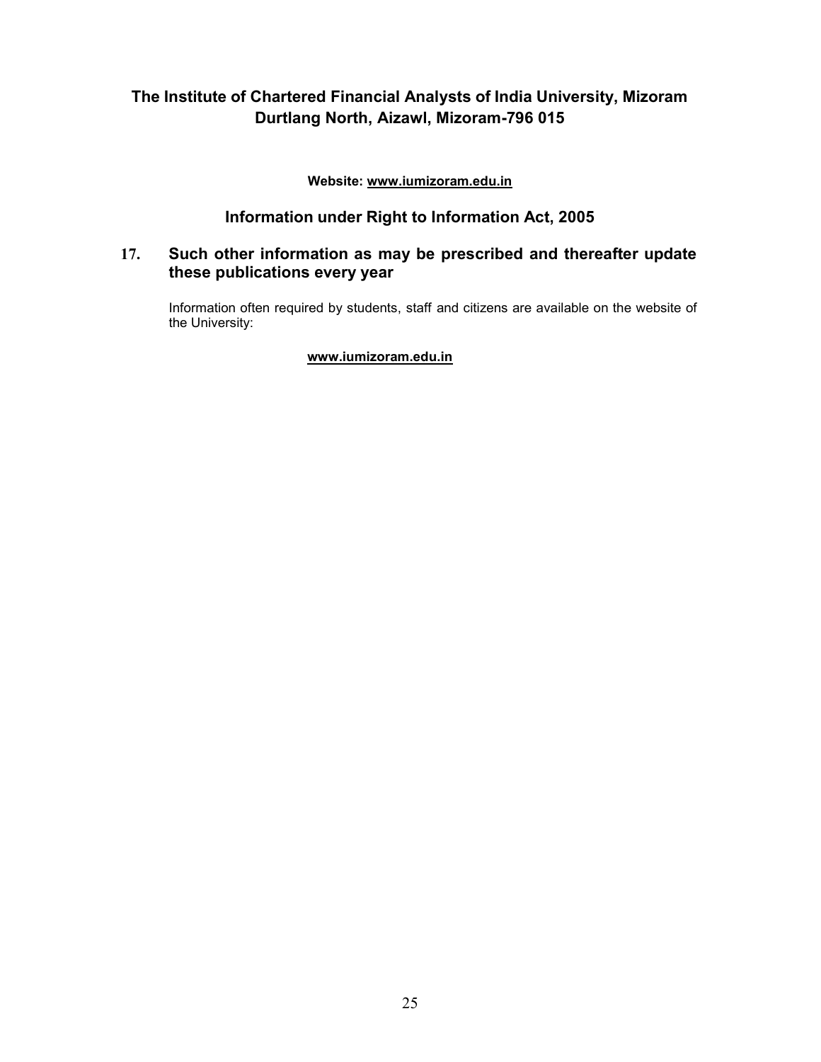## The Institute of Chartered Financial Analysts of India University, Mizoram
## Durtlang North, Aizawl, Mizoram-796 015

**Website: www.iumizoram.edu.in**

## Information under Right to Information Act, 2005

### 17. Such other information as may be prescribed and thereafter update these publications every year

Information often required by students, staff and citizens are available on the website of the University:

**www.iumizoram.edu.in**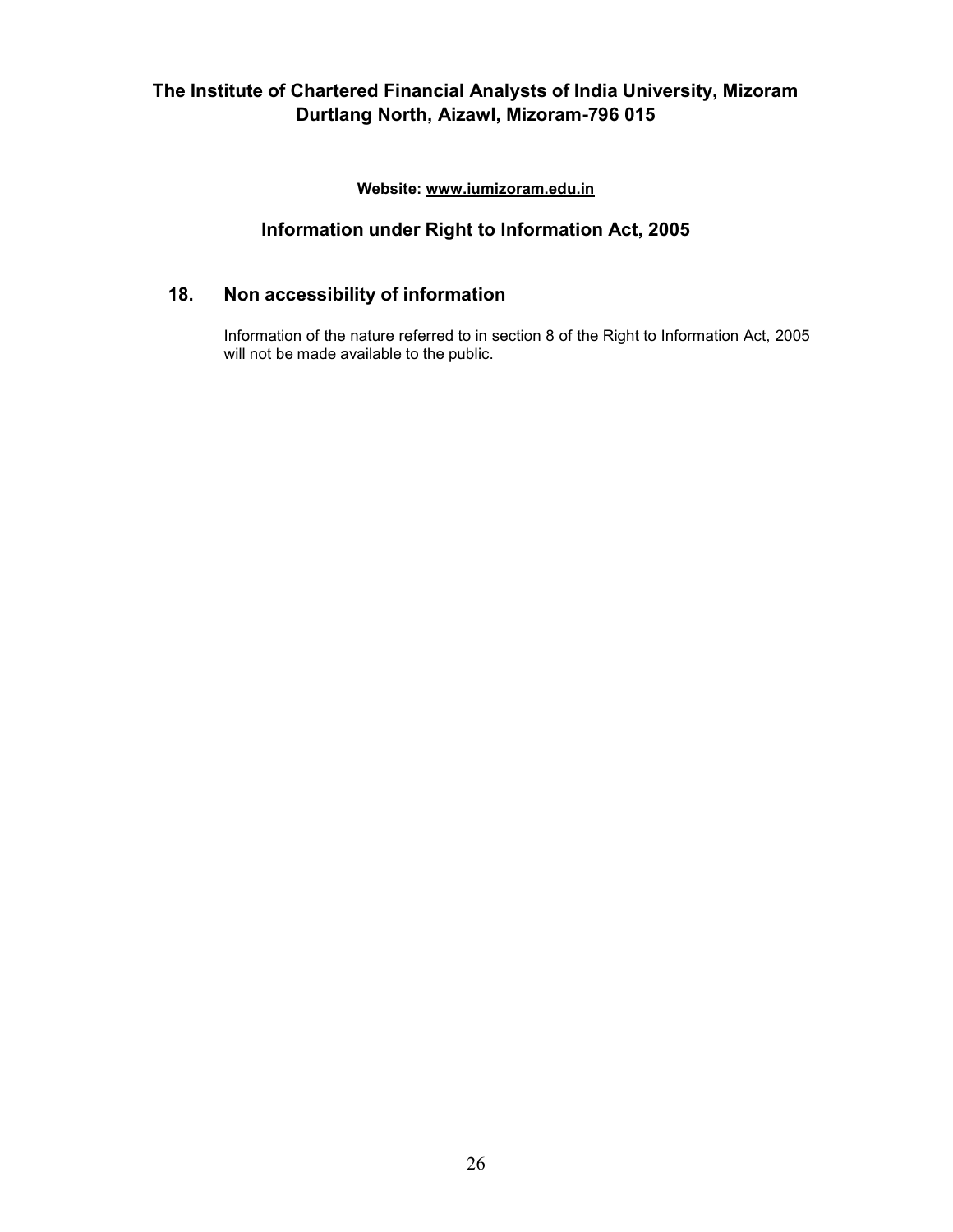**The Institute of Chartered Financial Analysts of India University, Mizoram**
**Durtlang North, Aizawl, Mizoram-796 015**

**Website: www.iumizoram.edu.in**

## Information under Right to Information Act, 2005

### 18. Non accessibility of information

Information of the nature referred to in section 8 of the Right to Information Act, 2005 will not be made available to the public.